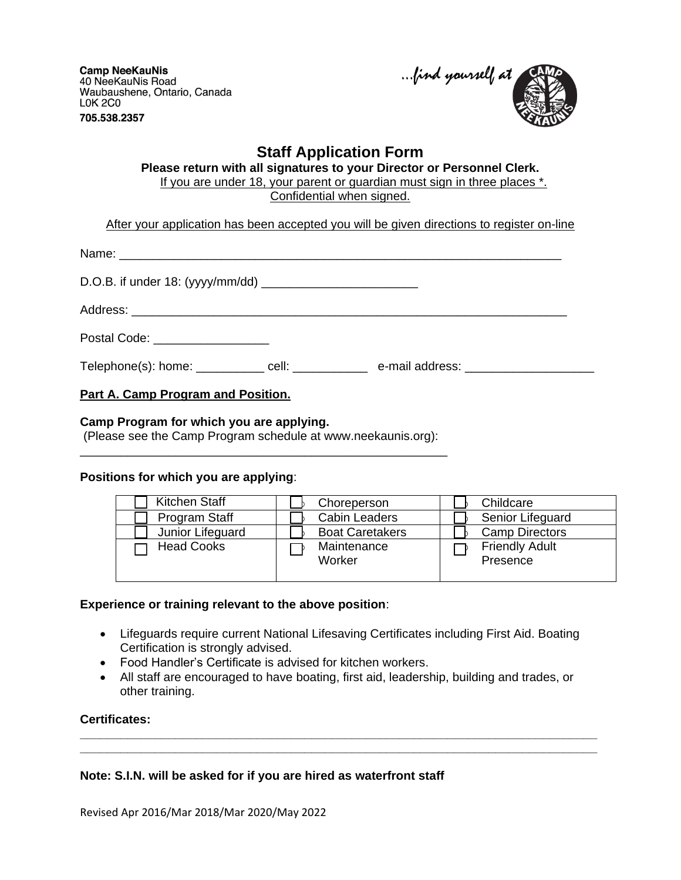**Camp NeeKauNis**
40 NeeKauNis Road
Waubaushene, Ontario, Canada
L0K 2C0
**705.538.2357**

...find yourself at CAMP NEEKAUNIS

# Staff Application Form

**Please return with all signatures to your Director or Personnel Clerk.**

If you are under 18, your parent or guardian must sign in three places *.

Confidential when signed.

After your application has been accepted you will be given directions to register on-line

Name: ___________________________________________________________________

D.O.B. if under 18: (yyyy/mm/dd) _______________________

Address: _________________________________________________________________

Postal Code: _________________

Telephone(s): home: __________ cell: ___________ e-mail address: ___________________

**Part A. Camp Program and Position.**

**Camp Program for which you are applying.**
(Please see the Camp Program schedule at www.neekaunis.org):
_______________________________________________________

**Positions for which you are applying**:

| | | |
|---|---|---|
| ☐ Kitchen Staff | ☐ Choreperson | ☐ Childcare |
| ☐ Program Staff | ☐ Cabin Leaders | ☐ Senior Lifeguard |
| ☐ Junior Lifeguard | ☐ Boat Caretakers | ☐ Camp Directors |
| ☐ Head Cooks | ☐ Maintenance Worker | ☐ Friendly Adult Presence |

**Experience or training relevant to the above position**:

- Lifeguards require current National Lifesaving Certificates including First Aid. Boating Certification is strongly advised.
- Food Handler's Certificate is advised for kitchen workers.
- All staff are encouraged to have boating, first aid, leadership, building and trades, or other training.

**Certificates:**
_______________________________________________________________________________
_______________________________________________________________________________

**Note: S.I.N. will be asked for if you are hired as waterfront staff**

Revised Apr 2016/Mar 2018/Mar 2020/May 2022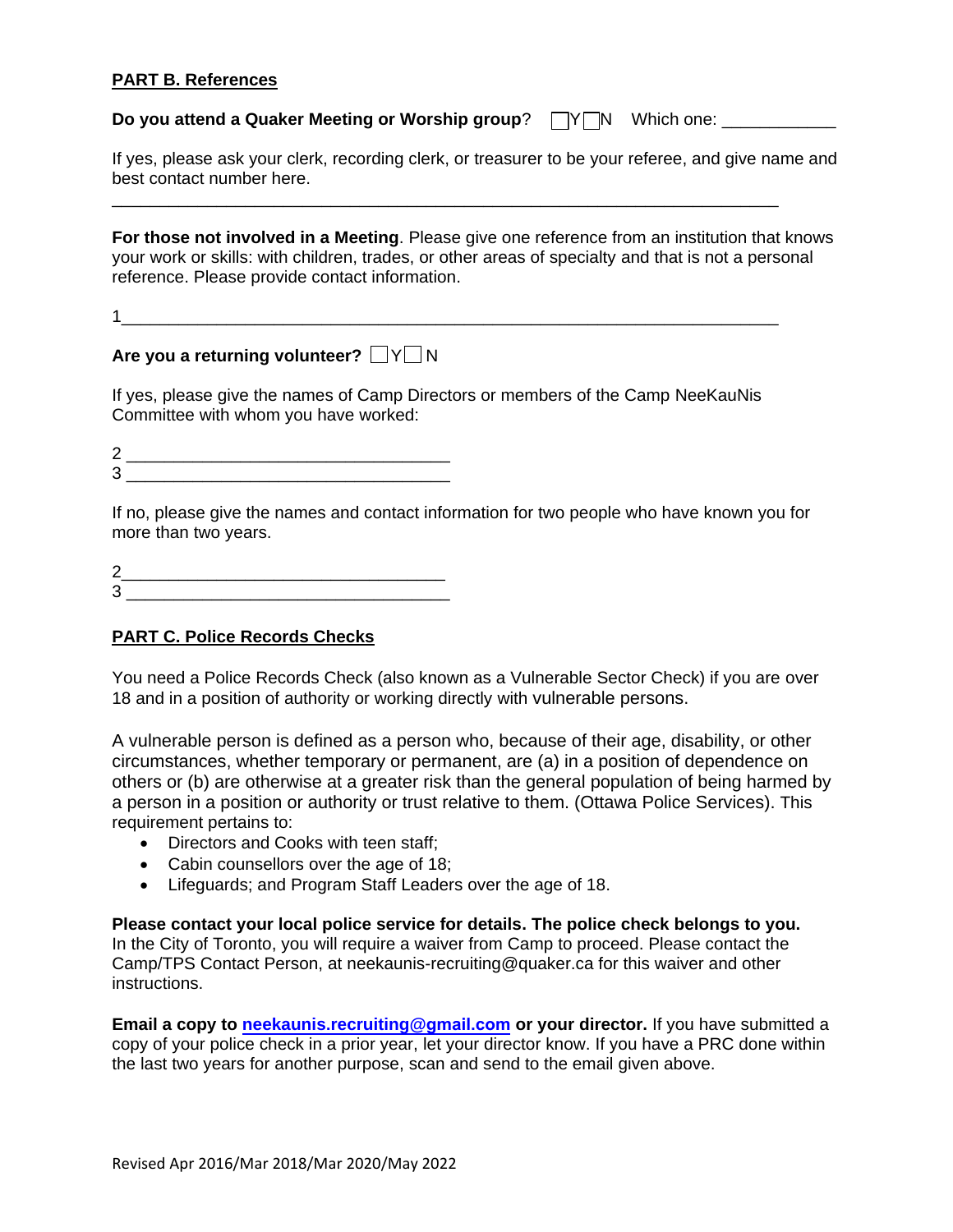**PART B. References**

**Do you attend a Quaker Meeting or Worship group**? ☐Y☐N Which one: ____________

If yes, please ask your clerk, recording clerk, or treasurer to be your referee, and give name and best contact number here.

___________________________________________________________________________

**For those not involved in a Meeting**. Please give one reference from an institution that knows your work or skills: with children, trades, or other areas of specialty and that is not a personal reference. Please provide contact information.

1__________________________________________________________________________

**Are you a returning volunteer?** ☐Y☐N

If yes, please give the names of Camp Directors or members of the Camp NeeKauNis Committee with whom you have worked:

2 ___________________________________
3 ___________________________________

If no, please give the names and contact information for two people who have known you for more than two years.

2___________________________________
3 ___________________________________

**PART C. Police Records Checks**

You need a Police Records Check (also known as a Vulnerable Sector Check) if you are over 18 and in a position of authority or working directly with vulnerable persons.

A vulnerable person is defined as a person who, because of their age, disability, or other circumstances, whether temporary or permanent, are (a) in a position of dependence on others or (b) are otherwise at a greater risk than the general population of being harmed by a person in a position or authority or trust relative to them. (Ottawa Police Services). This requirement pertains to:

- Directors and Cooks with teen staff;
- Cabin counsellors over the age of 18;
- Lifeguards; and Program Staff Leaders over the age of 18.

**Please contact your local police service for details. The police check belongs to you.** In the City of Toronto, you will require a waiver from Camp to proceed. Please contact the Camp/TPS Contact Person, at neekaunis-recruiting@quaker.ca for this waiver and other instructions.

**Email a copy to neekaunis.recruiting@gmail.com or your director.** If you have submitted a copy of your police check in a prior year, let your director know. If you have a PRC done within the last two years for another purpose, scan and send to the email given above.

Revised Apr 2016/Mar 2018/Mar 2020/May 2022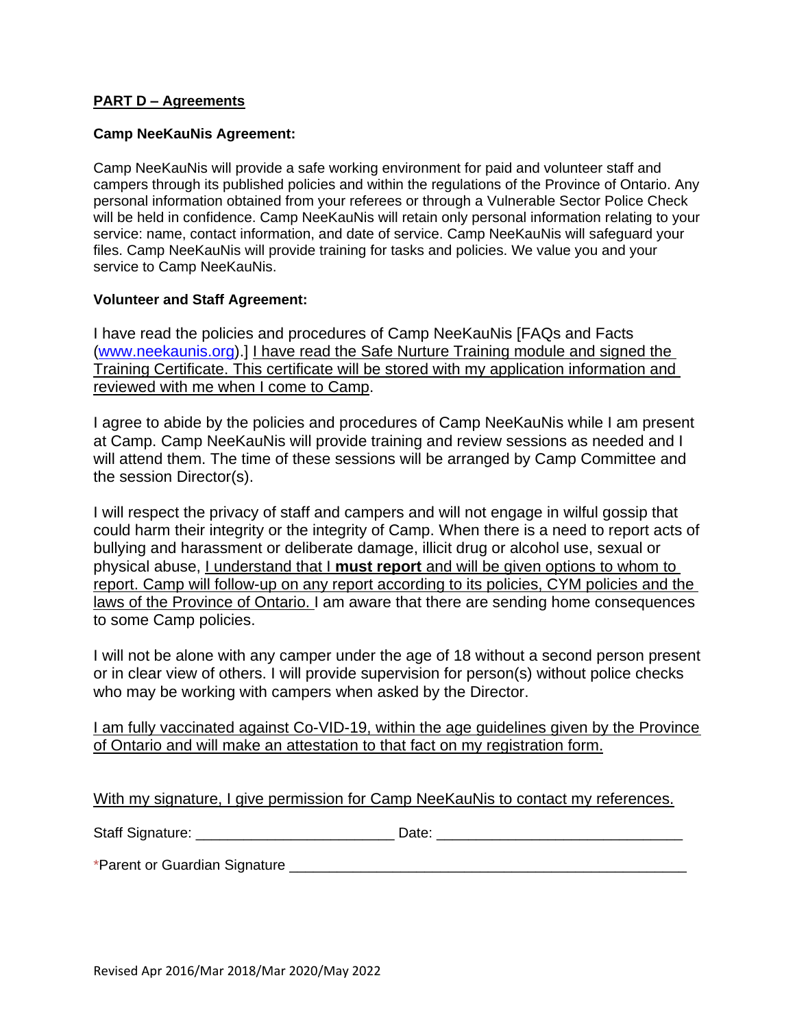**PART D – Agreements**

**Camp NeeKauNis Agreement:**

Camp NeeKauNis will provide a safe working environment for paid and volunteer staff and campers through its published policies and within the regulations of the Province of Ontario. Any personal information obtained from your referees or through a Vulnerable Sector Police Check will be held in confidence. Camp NeeKauNis will retain only personal information relating to your service: name, contact information, and date of service. Camp NeeKauNis will safeguard your files. Camp NeeKauNis will provide training for tasks and policies. We value you and your service to Camp NeeKauNis.

**Volunteer and Staff Agreement:**

I have read the policies and procedures of Camp NeeKauNis [FAQs and Facts (www.neekaunis.org).] I have read the Safe Nurture Training module and signed the Training Certificate. This certificate will be stored with my application information and reviewed with me when I come to Camp.

I agree to abide by the policies and procedures of Camp NeeKauNis while I am present at Camp. Camp NeeKauNis will provide training and review sessions as needed and I will attend them. The time of these sessions will be arranged by Camp Committee and the session Director(s).

I will respect the privacy of staff and campers and will not engage in wilful gossip that could harm their integrity or the integrity of Camp. When there is a need to report acts of bullying and harassment or deliberate damage, illicit drug or alcohol use, sexual or physical abuse, I understand that I **must report** and will be given options to whom to report. Camp will follow-up on any report according to its policies, CYM policies and the laws of the Province of Ontario. I am aware that there are sending home consequences to some Camp policies.

I will not be alone with any camper under the age of 18 without a second person present or in clear view of others. I will provide supervision for person(s) without police checks who may be working with campers when asked by the Director.

I am fully vaccinated against Co-VID-19, within the age guidelines given by the Province of Ontario and will make an attestation to that fact on my registration form.

With my signature, I give permission for Camp NeeKauNis to contact my references.

Staff Signature: ________________________ Date: ______________________________

*Parent or Guardian Signature _________________________________________________

Revised Apr 2016/Mar 2018/Mar 2020/May 2022